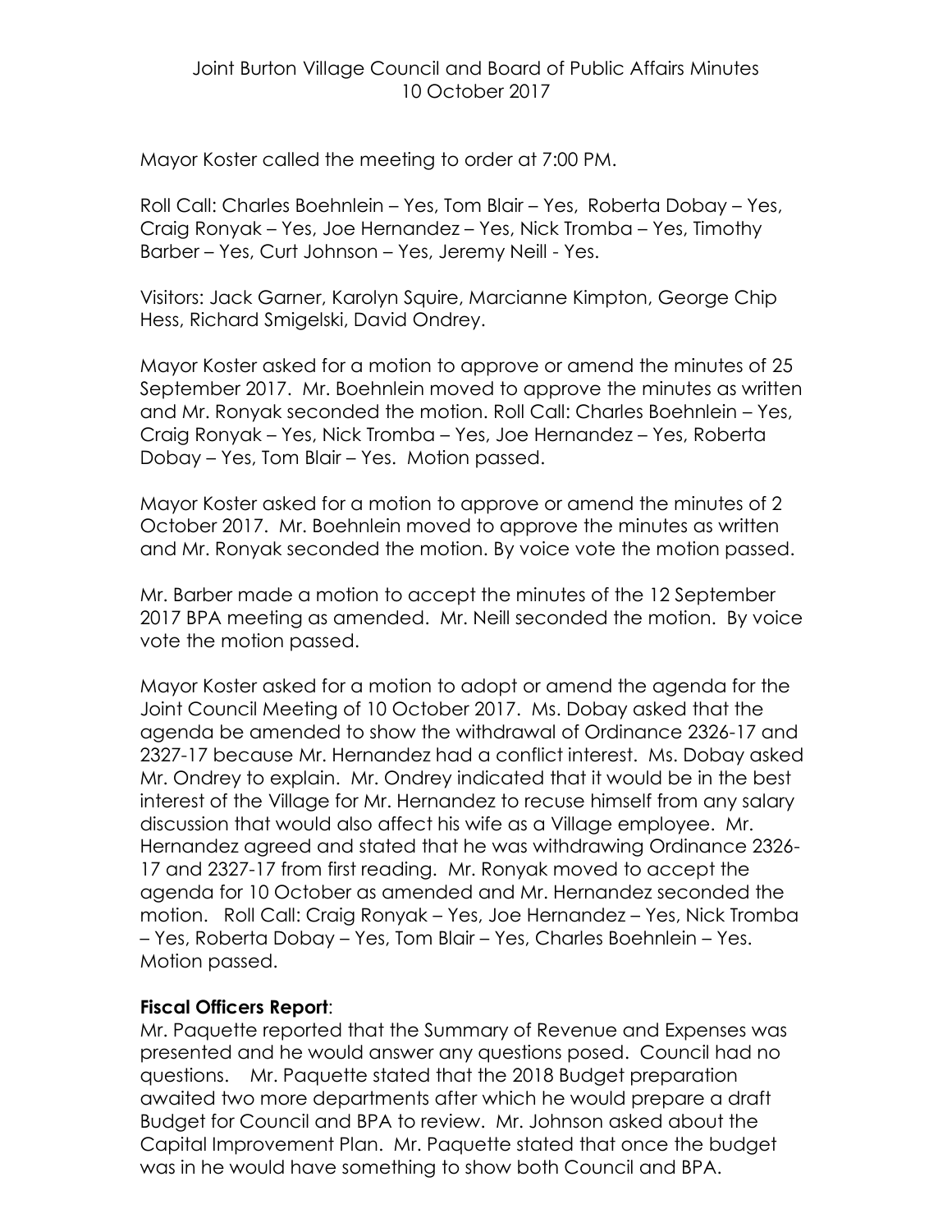Joint Burton Village Council and Board of Public Affairs Minutes
10 October 2017

Mayor Koster called the meeting to order at 7:00 PM.

Roll Call: Charles Boehnlein – Yes, Tom Blair – Yes, Roberta Dobay – Yes, Craig Ronyak – Yes, Joe Hernandez – Yes, Nick Tromba – Yes, Timothy Barber – Yes, Curt Johnson – Yes, Jeremy Neill - Yes.

Visitors: Jack Garner, Karolyn Squire, Marcianne Kimpton, George Chip Hess, Richard Smigelski, David Ondrey.

Mayor Koster asked for a motion to approve or amend the minutes of 25 September 2017. Mr. Boehnlein moved to approve the minutes as written and Mr. Ronyak seconded the motion. Roll Call: Charles Boehnlein – Yes, Craig Ronyak – Yes, Nick Tromba – Yes, Joe Hernandez – Yes, Roberta Dobay – Yes, Tom Blair – Yes. Motion passed.

Mayor Koster asked for a motion to approve or amend the minutes of 2 October 2017. Mr. Boehnlein moved to approve the minutes as written and Mr. Ronyak seconded the motion. By voice vote the motion passed.

Mr. Barber made a motion to accept the minutes of the 12 September 2017 BPA meeting as amended. Mr. Neill seconded the motion. By voice vote the motion passed.

Mayor Koster asked for a motion to adopt or amend the agenda for the Joint Council Meeting of 10 October 2017. Ms. Dobay asked that the agenda be amended to show the withdrawal of Ordinance 2326-17 and 2327-17 because Mr. Hernandez had a conflict interest. Ms. Dobay asked Mr. Ondrey to explain. Mr. Ondrey indicated that it would be in the best interest of the Village for Mr. Hernandez to recuse himself from any salary discussion that would also affect his wife as a Village employee. Mr. Hernandez agreed and stated that he was withdrawing Ordinance 2326-17 and 2327-17 from first reading. Mr. Ronyak moved to accept the agenda for 10 October as amended and Mr. Hernandez seconded the motion. Roll Call: Craig Ronyak – Yes, Joe Hernandez – Yes, Nick Tromba – Yes, Roberta Dobay – Yes, Tom Blair – Yes, Charles Boehnlein – Yes. Motion passed.

**Fiscal Officers Report**:
Mr. Paquette reported that the Summary of Revenue and Expenses was presented and he would answer any questions posed. Council had no questions. Mr. Paquette stated that the 2018 Budget preparation awaited two more departments after which he would prepare a draft Budget for Council and BPA to review. Mr. Johnson asked about the Capital Improvement Plan. Mr. Paquette stated that once the budget was in he would have something to show both Council and BPA.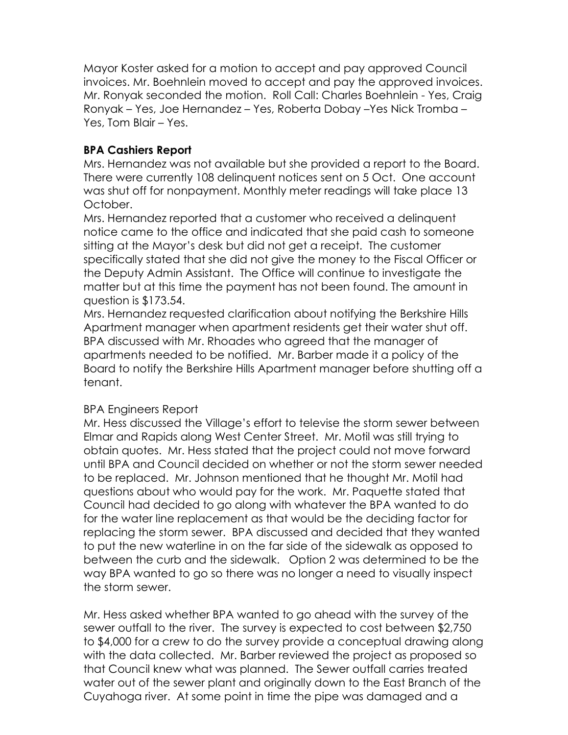Mayor Koster asked for a motion to accept and pay approved Council invoices. Mr. Boehnlein moved to accept and pay the approved invoices. Mr. Ronyak seconded the motion. Roll Call: Charles Boehnlein - Yes, Craig Ronyak – Yes, Joe Hernandez – Yes, Roberta Dobay –Yes Nick Tromba – Yes, Tom Blair – Yes.

**BPA Cashiers Report**

Mrs. Hernandez was not available but she provided a report to the Board. There were currently 108 delinquent notices sent on 5 Oct. One account was shut off for nonpayment. Monthly meter readings will take place 13 October.

Mrs. Hernandez reported that a customer who received a delinquent notice came to the office and indicated that she paid cash to someone sitting at the Mayor's desk but did not get a receipt. The customer specifically stated that she did not give the money to the Fiscal Officer or the Deputy Admin Assistant. The Office will continue to investigate the matter but at this time the payment has not been found. The amount in question is $173.54.

Mrs. Hernandez requested clarification about notifying the Berkshire Hills Apartment manager when apartment residents get their water shut off. BPA discussed with Mr. Rhoades who agreed that the manager of apartments needed to be notified. Mr. Barber made it a policy of the Board to notify the Berkshire Hills Apartment manager before shutting off a tenant.

BPA Engineers Report

Mr. Hess discussed the Village's effort to televise the storm sewer between Elmar and Rapids along West Center Street. Mr. Motil was still trying to obtain quotes. Mr. Hess stated that the project could not move forward until BPA and Council decided on whether or not the storm sewer needed to be replaced. Mr. Johnson mentioned that he thought Mr. Motil had questions about who would pay for the work. Mr. Paquette stated that Council had decided to go along with whatever the BPA wanted to do for the water line replacement as that would be the deciding factor for replacing the storm sewer. BPA discussed and decided that they wanted to put the new waterline in on the far side of the sidewalk as opposed to between the curb and the sidewalk. Option 2 was determined to be the way BPA wanted to go so there was no longer a need to visually inspect the storm sewer.

Mr. Hess asked whether BPA wanted to go ahead with the survey of the sewer outfall to the river. The survey is expected to cost between $2,750 to $4,000 for a crew to do the survey provide a conceptual drawing along with the data collected. Mr. Barber reviewed the project as proposed so that Council knew what was planned. The Sewer outfall carries treated water out of the sewer plant and originally down to the East Branch of the Cuyahoga river. At some point in time the pipe was damaged and a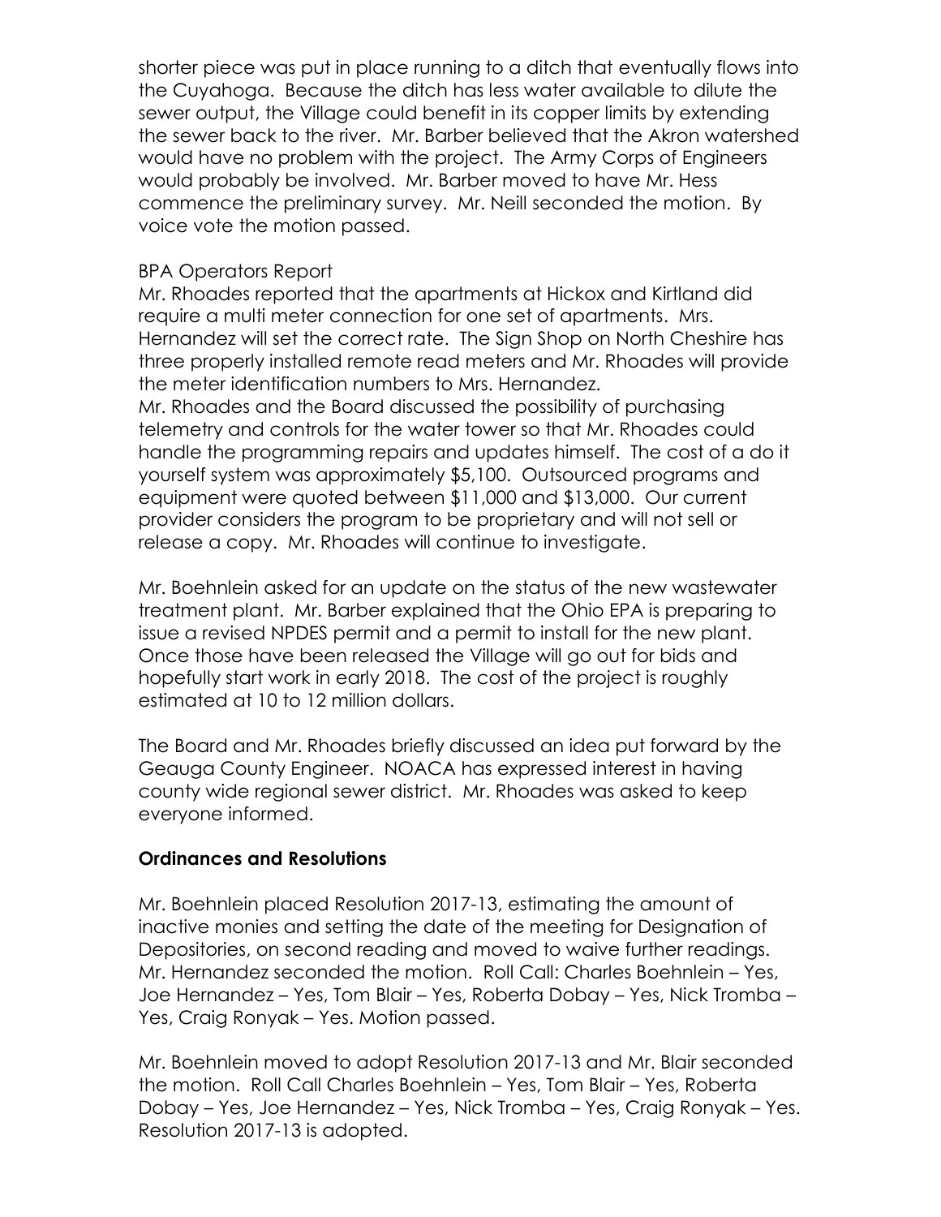shorter piece was put in place running to a ditch that eventually flows into the Cuyahoga. Because the ditch has less water available to dilute the sewer output, the Village could benefit in its copper limits by extending the sewer back to the river. Mr. Barber believed that the Akron watershed would have no problem with the project. The Army Corps of Engineers would probably be involved. Mr. Barber moved to have Mr. Hess commence the preliminary survey. Mr. Neill seconded the motion. By voice vote the motion passed.

BPA Operators Report

Mr. Rhoades reported that the apartments at Hickox and Kirtland did require a multi meter connection for one set of apartments. Mrs. Hernandez will set the correct rate. The Sign Shop on North Cheshire has three properly installed remote read meters and Mr. Rhoades will provide the meter identification numbers to Mrs. Hernandez.

Mr. Rhoades and the Board discussed the possibility of purchasing telemetry and controls for the water tower so that Mr. Rhoades could handle the programming repairs and updates himself. The cost of a do it yourself system was approximately $5,100. Outsourced programs and equipment were quoted between $11,000 and $13,000. Our current provider considers the program to be proprietary and will not sell or release a copy. Mr. Rhoades will continue to investigate.

Mr. Boehnlein asked for an update on the status of the new wastewater treatment plant. Mr. Barber explained that the Ohio EPA is preparing to issue a revised NPDES permit and a permit to install for the new plant. Once those have been released the Village will go out for bids and hopefully start work in early 2018. The cost of the project is roughly estimated at 10 to 12 million dollars.

The Board and Mr. Rhoades briefly discussed an idea put forward by the Geauga County Engineer. NOACA has expressed interest in having county wide regional sewer district. Mr. Rhoades was asked to keep everyone informed.

**Ordinances and Resolutions**

Mr. Boehnlein placed Resolution 2017-13, estimating the amount of inactive monies and setting the date of the meeting for Designation of Depositories, on second reading and moved to waive further readings. Mr. Hernandez seconded the motion. Roll Call: Charles Boehnlein – Yes, Joe Hernandez – Yes, Tom Blair – Yes, Roberta Dobay – Yes, Nick Tromba – Yes, Craig Ronyak – Yes. Motion passed.

Mr. Boehnlein moved to adopt Resolution 2017-13 and Mr. Blair seconded the motion. Roll Call Charles Boehnlein – Yes, Tom Blair – Yes, Roberta Dobay – Yes, Joe Hernandez – Yes, Nick Tromba – Yes, Craig Ronyak – Yes. Resolution 2017-13 is adopted.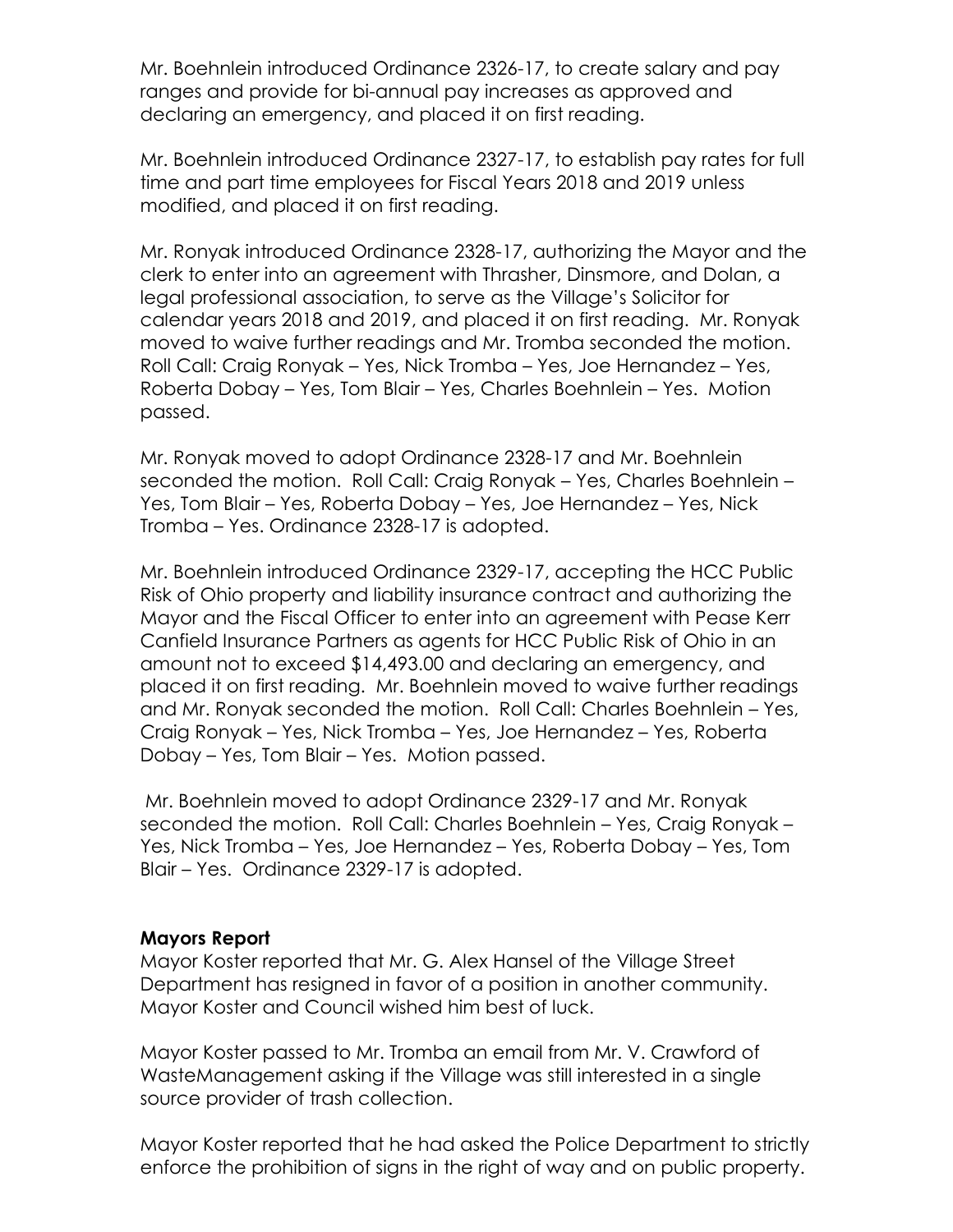Mr. Boehnlein introduced Ordinance 2326-17, to create salary and pay ranges and provide for bi-annual pay increases as approved and declaring an emergency, and placed it on first reading.

Mr. Boehnlein introduced Ordinance 2327-17, to establish pay rates for full time and part time employees for Fiscal Years 2018 and 2019 unless modified, and placed it on first reading.

Mr. Ronyak introduced Ordinance 2328-17, authorizing the Mayor and the clerk to enter into an agreement with Thrasher, Dinsmore, and Dolan, a legal professional association, to serve as the Village's Solicitor for calendar years 2018 and 2019, and placed it on first reading. Mr. Ronyak moved to waive further readings and Mr. Tromba seconded the motion. Roll Call: Craig Ronyak – Yes, Nick Tromba – Yes, Joe Hernandez – Yes, Roberta Dobay – Yes, Tom Blair – Yes, Charles Boehnlein – Yes. Motion passed.

Mr. Ronyak moved to adopt Ordinance 2328-17 and Mr. Boehnlein seconded the motion. Roll Call: Craig Ronyak – Yes, Charles Boehnlein – Yes, Tom Blair – Yes, Roberta Dobay – Yes, Joe Hernandez – Yes, Nick Tromba – Yes. Ordinance 2328-17 is adopted.

Mr. Boehnlein introduced Ordinance 2329-17, accepting the HCC Public Risk of Ohio property and liability insurance contract and authorizing the Mayor and the Fiscal Officer to enter into an agreement with Pease Kerr Canfield Insurance Partners as agents for HCC Public Risk of Ohio in an amount not to exceed $14,493.00 and declaring an emergency, and placed it on first reading. Mr. Boehnlein moved to waive further readings and Mr. Ronyak seconded the motion. Roll Call: Charles Boehnlein – Yes, Craig Ronyak – Yes, Nick Tromba – Yes, Joe Hernandez – Yes, Roberta Dobay – Yes, Tom Blair – Yes. Motion passed.

Mr. Boehnlein moved to adopt Ordinance 2329-17 and Mr. Ronyak seconded the motion. Roll Call: Charles Boehnlein – Yes, Craig Ronyak – Yes, Nick Tromba – Yes, Joe Hernandez – Yes, Roberta Dobay – Yes, Tom Blair – Yes. Ordinance 2329-17 is adopted.

**Mayors Report**

Mayor Koster reported that Mr. G. Alex Hansel of the Village Street Department has resigned in favor of a position in another community. Mayor Koster and Council wished him best of luck.

Mayor Koster passed to Mr. Tromba an email from Mr. V. Crawford of WasteManagement asking if the Village was still interested in a single source provider of trash collection.

Mayor Koster reported that he had asked the Police Department to strictly enforce the prohibition of signs in the right of way and on public property.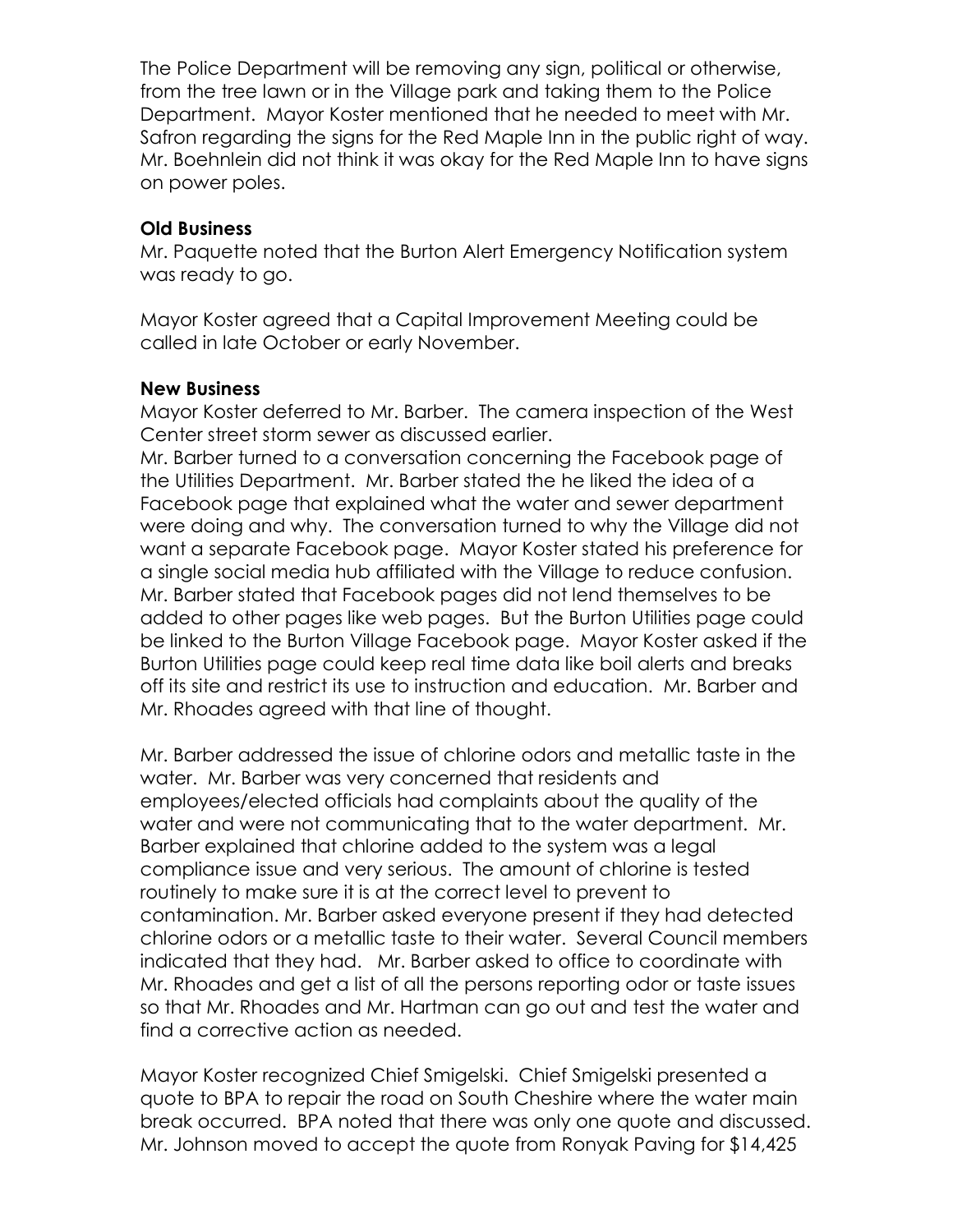The Police Department will be removing any sign, political or otherwise, from the tree lawn or in the Village park and taking them to the Police Department. Mayor Koster mentioned that he needed to meet with Mr. Safron regarding the signs for the Red Maple Inn in the public right of way. Mr. Boehnlein did not think it was okay for the Red Maple Inn to have signs on power poles.

**Old Business**

Mr. Paquette noted that the Burton Alert Emergency Notification system was ready to go.

Mayor Koster agreed that a Capital Improvement Meeting could be called in late October or early November.

**New Business**

Mayor Koster deferred to Mr. Barber. The camera inspection of the West Center street storm sewer as discussed earlier.

Mr. Barber turned to a conversation concerning the Facebook page of the Utilities Department. Mr. Barber stated the he liked the idea of a Facebook page that explained what the water and sewer department were doing and why. The conversation turned to why the Village did not want a separate Facebook page. Mayor Koster stated his preference for a single social media hub affiliated with the Village to reduce confusion. Mr. Barber stated that Facebook pages did not lend themselves to be added to other pages like web pages. But the Burton Utilities page could be linked to the Burton Village Facebook page. Mayor Koster asked if the Burton Utilities page could keep real time data like boil alerts and breaks off its site and restrict its use to instruction and education. Mr. Barber and Mr. Rhoades agreed with that line of thought.

Mr. Barber addressed the issue of chlorine odors and metallic taste in the water. Mr. Barber was very concerned that residents and employees/elected officials had complaints about the quality of the water and were not communicating that to the water department. Mr. Barber explained that chlorine added to the system was a legal compliance issue and very serious. The amount of chlorine is tested routinely to make sure it is at the correct level to prevent to contamination. Mr. Barber asked everyone present if they had detected chlorine odors or a metallic taste to their water. Several Council members indicated that they had. Mr. Barber asked to office to coordinate with Mr. Rhoades and get a list of all the persons reporting odor or taste issues so that Mr. Rhoades and Mr. Hartman can go out and test the water and find a corrective action as needed.

Mayor Koster recognized Chief Smigelski. Chief Smigelski presented a quote to BPA to repair the road on South Cheshire where the water main break occurred. BPA noted that there was only one quote and discussed. Mr. Johnson moved to accept the quote from Ronyak Paving for $14,425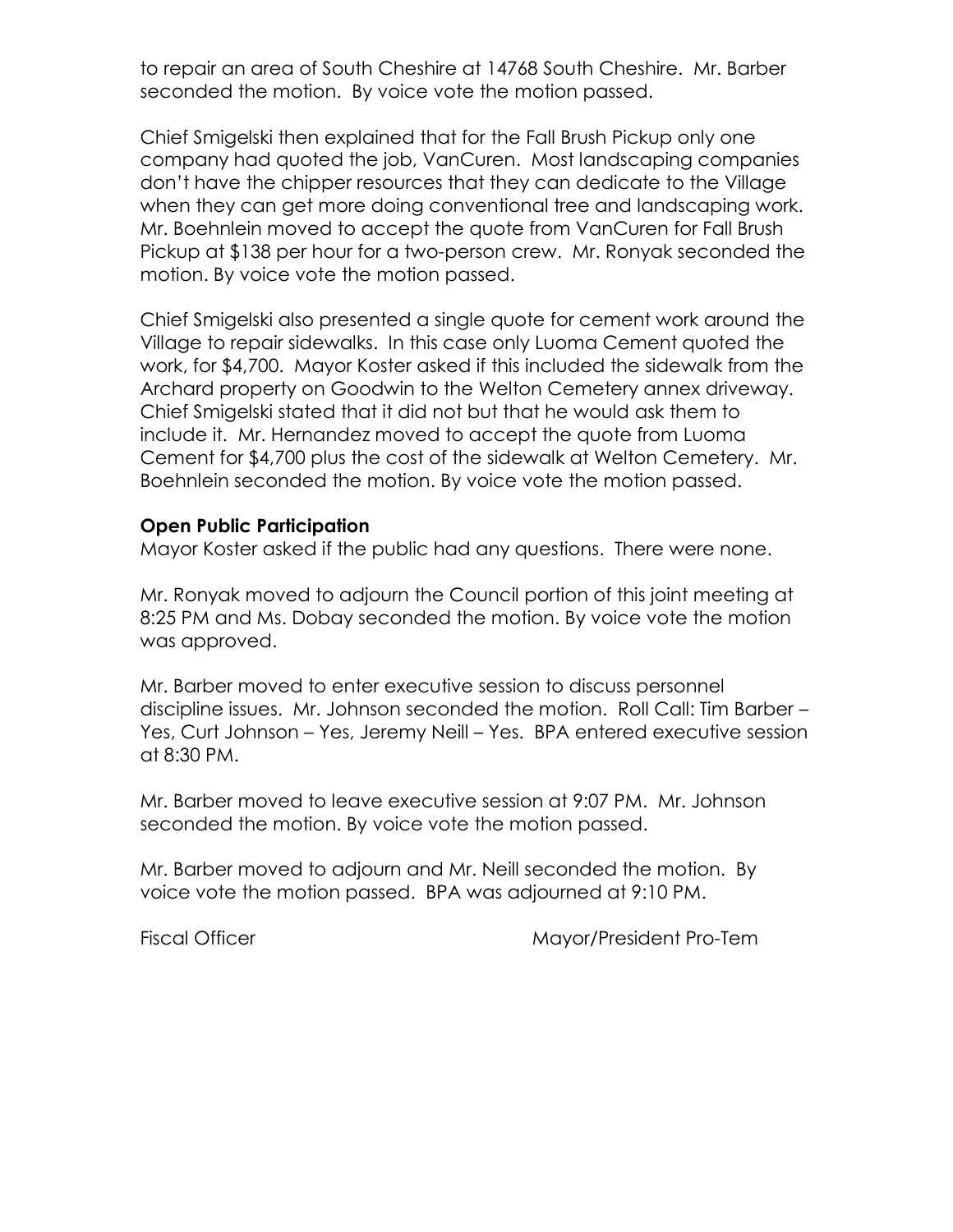to repair an area of South Cheshire at 14768 South Cheshire. Mr. Barber seconded the motion. By voice vote the motion passed.

Chief Smigelski then explained that for the Fall Brush Pickup only one company had quoted the job, VanCuren. Most landscaping companies don't have the chipper resources that they can dedicate to the Village when they can get more doing conventional tree and landscaping work. Mr. Boehnlein moved to accept the quote from VanCuren for Fall Brush Pickup at $138 per hour for a two-person crew. Mr. Ronyak seconded the motion. By voice vote the motion passed.

Chief Smigelski also presented a single quote for cement work around the Village to repair sidewalks. In this case only Luoma Cement quoted the work, for $4,700. Mayor Koster asked if this included the sidewalk from the Archard property on Goodwin to the Welton Cemetery annex driveway. Chief Smigelski stated that it did not but that he would ask them to include it. Mr. Hernandez moved to accept the quote from Luoma Cement for $4,700 plus the cost of the sidewalk at Welton Cemetery. Mr. Boehnlein seconded the motion. By voice vote the motion passed.

**Open Public Participation**

Mayor Koster asked if the public had any questions. There were none.

Mr. Ronyak moved to adjourn the Council portion of this joint meeting at 8:25 PM and Ms. Dobay seconded the motion. By voice vote the motion was approved.

Mr. Barber moved to enter executive session to discuss personnel discipline issues. Mr. Johnson seconded the motion. Roll Call: Tim Barber – Yes, Curt Johnson – Yes, Jeremy Neill – Yes. BPA entered executive session at 8:30 PM.

Mr. Barber moved to leave executive session at 9:07 PM. Mr. Johnson seconded the motion. By voice vote the motion passed.

Mr. Barber moved to adjourn and Mr. Neill seconded the motion. By voice vote the motion passed. BPA was adjourned at 9:10 PM.

Fiscal Officer Mayor/President Pro-Tem